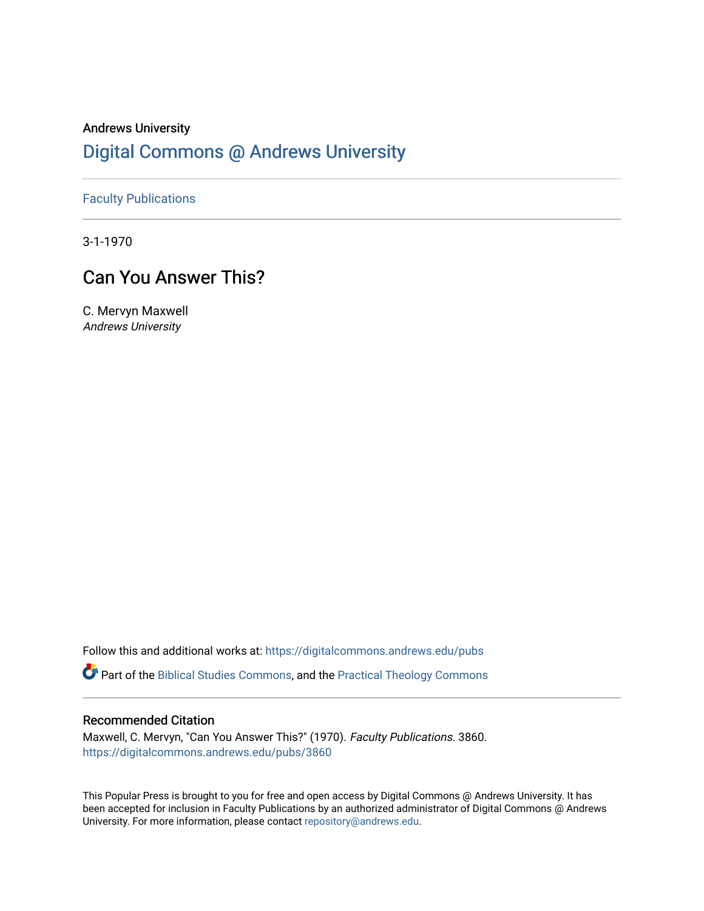Andrews University

# Digital Commons @ Andrews University

Faculty Publications

3-1-1970

## Can You Answer This?

C. Mervyn Maxwell
*Andrews University*

Follow this and additional works at: https://digitalcommons.andrews.edu/pubs

Part of the Biblical Studies Commons, and the Practical Theology Commons

### Recommended Citation

Maxwell, C. Mervyn, "Can You Answer This?" (1970). *Faculty Publications*. 3860.
https://digitalcommons.andrews.edu/pubs/3860

This Popular Press is brought to you for free and open access by Digital Commons @ Andrews University. It has been accepted for inclusion in Faculty Publications by an authorized administrator of Digital Commons @ Andrews University. For more information, please contact repository@andrews.edu.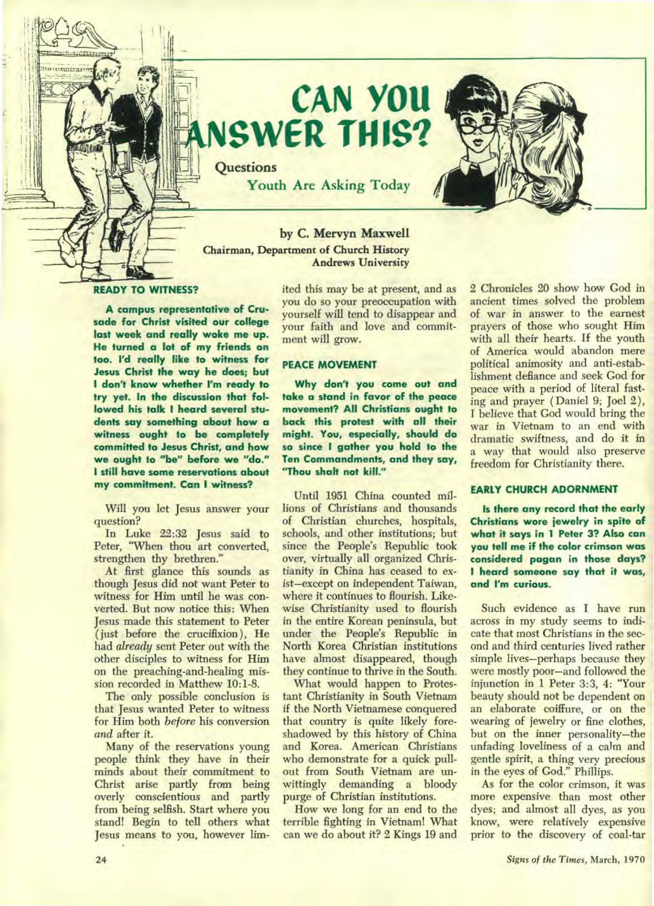# CAN YOU ANSWER THIS?

## Questions Youth Are Asking Today

**by C. Mervyn Maxwell**
**Chairman, Department of Church History**
**Andrews University**

### READY TO WITNESS?

**A campus representative of Crusade for Christ visited our college last week and really woke me up. He turned a lot of my friends on too. I'd really like to witness for Jesus Christ the way he does; but I don't know whether I'm ready to try yet. In the discussion that followed his talk I heard several students say something about how a witness ought to be completely committed to Jesus Christ, and how we ought to "be" before we "do." I still have some reservations about my commitment. Can I witness?**

Will you let Jesus answer your question?

In Luke 22:32 Jesus said to Peter, "When thou art converted, strengthen thy brethren."

At first glance this sounds as though Jesus did not want Peter to witness for Him until he was converted. But now notice this: When Jesus made this statement to Peter (just before the crucifixion), He had *already* sent Peter out with the other disciples to witness for Him on the preaching-and-healing mission recorded in Matthew 10:1-8.

The only possible conclusion is that Jesus wanted Peter to witness for Him both *before* his conversion *and* after it.

Many of the reservations young people think they have in their minds about their commitment to Christ arise partly from being overly conscientious and partly from being selfish. Start where you stand! Begin to tell others what Jesus means to you, however limited this may be at present, and as you do so your preoccupation with yourself will tend to disappear and your faith and love and commitment will grow.

### PEACE MOVEMENT

**Why don't you come out and take a stand in favor of the peace movement? All Christians ought to back this protest with all their might. You, especially, should do so since I gather you hold to the Ten Commandments, and they say, "Thou shalt not kill."**

Until 1951 China counted millions of Christians and thousands of Christian churches, hospitals, schools, and other institutions; but since the People's Republic took over, virtually all organized Christianity in China has ceased to exist—except on independent Taiwan, where it continues to flourish. Likewise Christianity used to flourish in the entire Korean peninsula, but under the People's Republic in North Korea Christian institutions have almost disappeared, though they continue to thrive in the South.

What would happen to Protestant Christianity in South Vietnam if the North Vietnamese conquered that country is quite likely foreshadowed by this history of China and Korea. American Christians who demonstrate for a quick pullout from South Vietnam are unwittingly demanding a bloody purge of Christian institutions.

How we long for an end to the terrible fighting in Vietnam! What can we do about it? 2 Kings 19 and 2 Chronicles 20 show how God in ancient times solved the problem of war in answer to the earnest prayers of those who sought Him with all their hearts. If the youth of America would abandon mere political animosity and anti-establishment defiance and seek God for peace with a period of literal fasting and prayer (Daniel 9; Joel 2), I believe that God would bring the war in Vietnam to an end with dramatic swiftness, and do it in a way that would also preserve freedom for Christianity there.

### EARLY CHURCH ADORNMENT

**Is there any record that the early Christians wore jewelry in spite of what it says in 1 Peter 3? Also can you tell me if the color crimson was considered pagan in those days? I heard someone say that it was, and I'm curious.**

Such evidence as I have run across in my study seems to indicate that most Christians in the second and third centuries lived rather simple lives—perhaps because they were mostly poor—and followed the injunction in 1 Peter 3:3, 4: "Your beauty should not be dependent on an elaborate coiffure, or on the wearing of jewelry or fine clothes, but on the inner personality—the unfading loveliness of a calm and gentle spirit, a thing very precious in the eyes of God." Phillips.

As for the color crimson, it was more expensive than most other dyes; and almost all dyes, as you know, were relatively expensive prior to the discovery of coal-tar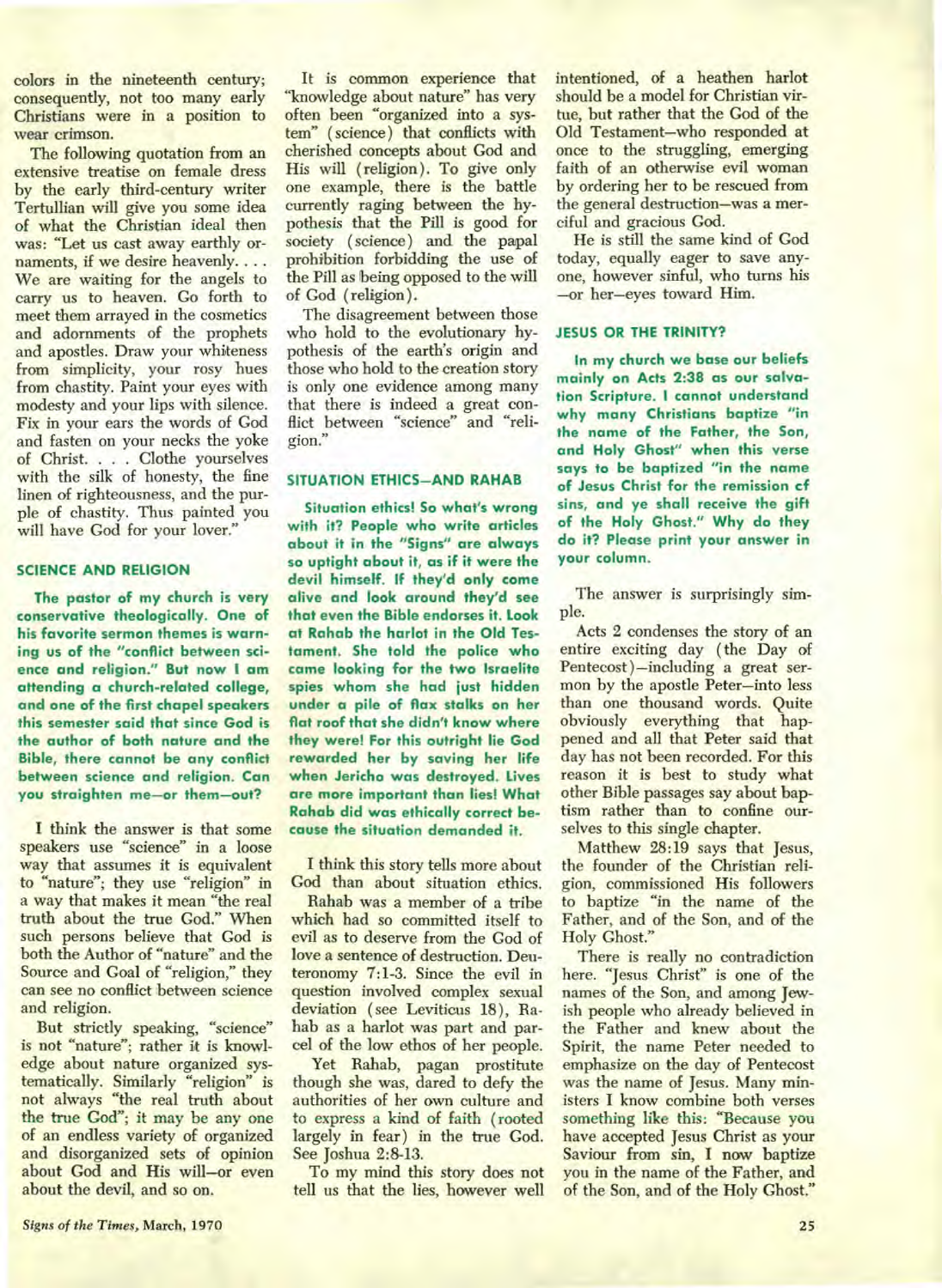colors in the nineteenth century; consequently, not too many early Christians were in a position to wear crimson.

The following quotation from an extensive treatise on female dress by the early third-century writer Tertullian will give you some idea of what the Christian ideal then was: "Let us cast away earthly ornaments, if we desire heavenly. . . . We are waiting for the angels to carry us to heaven. Go forth to meet them arrayed in the cosmetics and adornments of the prophets and apostles. Draw your whiteness from simplicity, your rosy hues from chastity. Paint your eyes with modesty and your lips with silence. Fix in your ears the words of God and fasten on your necks the yoke of Christ. . . . Clothe yourselves with the silk of honesty, the fine linen of righteousness, and the purple of chastity. Thus painted you will have God for your lover."

### SCIENCE AND RELIGION

**The pastor of my church is very conservative theologically. One of his favorite sermon themes is warning us of the "conflict between science and religion." But now I am attending a church-related college, and one of the first chapel speakers this semester said that since God is the author of both nature and the Bible, there cannot be any conflict between science and religion. Can you straighten me—or them—out?**

I think the answer is that some speakers use "science" in a loose way that assumes it is equivalent to "nature"; they use "religion" in a way that makes it mean "the real truth about the true God." When such persons believe that God is both the Author of "nature" and the Source and Goal of "religion," they can see no conflict between science and religion.

But strictly speaking, "science" is not "nature"; rather it is knowledge about nature organized systematically. Similarly "religion" is not always "the real truth about the true God"; it may be any one of an endless variety of organized and disorganized sets of opinion about God and His will—or even about the devil, and so on.

It is common experience that "knowledge about nature" has very often been "organized into a system" (science) that conflicts with cherished concepts about God and His will (religion). To give only one example, there is the battle currently raging between the hypothesis that the Pill is good for society (science) and the papal prohibition forbidding the use of the Pill as being opposed to the will of God (religion).

The disagreement between those who hold to the evolutionary hypothesis of the earth's origin and those who hold to the creation story is only one evidence among many that there is indeed a great conflict between "science" and "religion."

### SITUATION ETHICS—AND RAHAB

**Situation ethics! So what's wrong with it? People who write articles about it in the "Signs" are always so uptight about it, as if it were the devil himself. If they'd only come alive and look around they'd see that even the Bible endorses it. Look at Rahab the harlot in the Old Testament. She told the police who came looking for the two Israelite spies whom she had just hidden under a pile of flax stalks on her flat roof that she didn't know where they were! For this outright lie God rewarded her by saving her life when Jericho was destroyed. Lives are more important than lies! What Rahab did was ethically correct because the situation demanded it.**

I think this story tells more about God than about situation ethics.

Rahab was a member of a tribe which had so committed itself to evil as to deserve from the God of love a sentence of destruction. Deuteronomy 7:1-3. Since the evil in question involved complex sexual deviation (see Leviticus 18), Rahab as a harlot was part and parcel of the low ethos of her people.

Yet Rahab, pagan prostitute though she was, dared to defy the authorities of her own culture and to express a kind of faith (rooted largely in fear) in the true God. See Joshua 2:8-13.

To my mind this story does not tell us that the lies, however well intentioned, of a heathen harlot should be a model for Christian virtue, but rather that the God of the Old Testament—who responded at once to the struggling, emerging faith of an otherwise evil woman by ordering her to be rescued from the general destruction—was a merciful and gracious God.

He is still the same kind of God today, equally eager to save anyone, however sinful, who turns his —or her—eyes toward Him.

### JESUS OR THE TRINITY?

**In my church we base our beliefs mainly on Acts 2:38 as our salvation Scripture. I cannot understand why many Christians baptize "in the name of the Father, the Son, and Holy Ghost" when this verse says to be baptized "in the name of Jesus Christ for the remission of sins, and ye shall receive the gift of the Holy Ghost." Why do they do it? Please print your answer in your column.**

The answer is surprisingly simple.

Acts 2 condenses the story of an entire exciting day (the Day of Pentecost)—including a great sermon by the apostle Peter—into less than one thousand words. Quite obviously everything that happened and all that Peter said that day has not been recorded. For this reason it is best to study what other Bible passages say about baptism rather than to confine ourselves to this single chapter.

Matthew 28:19 says that Jesus, the founder of the Christian religion, commissioned His followers to baptize "in the name of the Father, and of the Son, and of the Holy Ghost."

There is really no contradiction here. "Jesus Christ" is one of the names of the Son, and among Jewish people who already believed in the Father and knew about the Spirit, the name Peter needed to emphasize on the day of Pentecost was the name of Jesus. Many ministers I know combine both verses something like this: "Because you have accepted Jesus Christ as your Saviour from sin, I now baptize you in the name of the Father, and of the Son, and of the Holy Ghost."